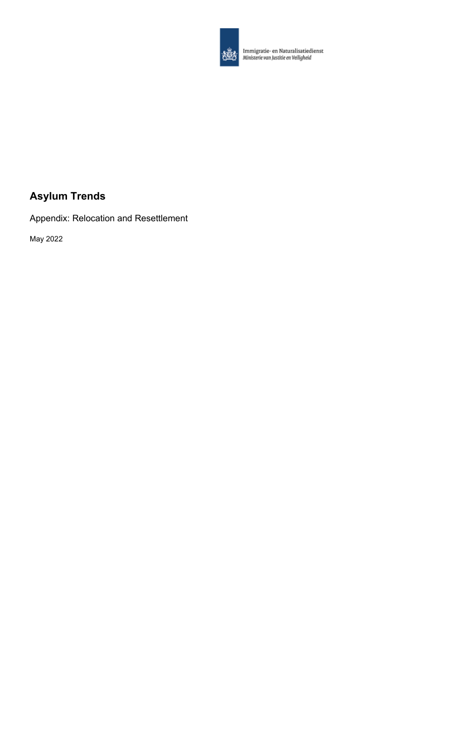Immigratie- en Naturalisatiedienst
*Ministerie van Justitie en Veiligheid*

# Asylum Trends

Appendix: Relocation and Resettlement

May 2022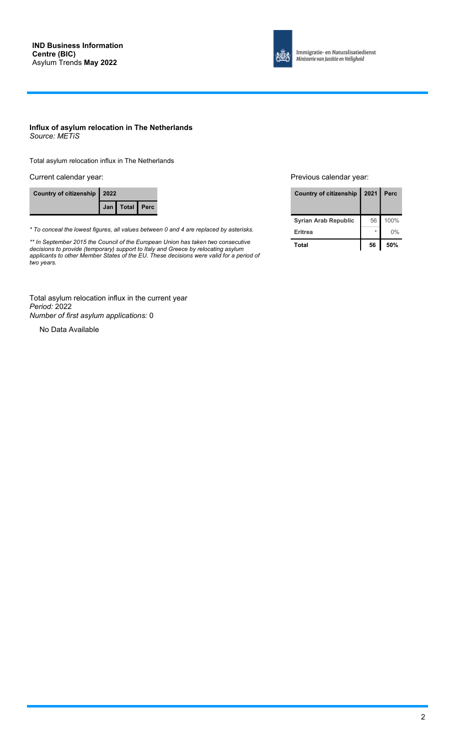**Influx of asylum relocation in The Netherlands**
*Source: METiS*

Total asylum relocation influx in The Netherlands

Current calendar year:

| Country of citizenship | 2022 | | |
|---|---|---|---|
| | Jan | Total | Perc |

*\* To conceal the lowest figures, all values between 0 and 4 are replaced by asterisks.*

*\*\* In September 2015 the Council of the European Union has taken two consecutive decisions to provide (temporary) support to Italy and Greece by relocating asylum applicants to other Member States of the EU. These decisions were valid for a period of two years.*

Previous calendar year:

| Country of citizenship | 2021 | Perc |
|---|---|---|
| Syrian Arab Republic | 56 | 100% |
| Eritrea | * | 0% |
| **Total** | **56** | **50%** |

Total asylum relocation influx in the current year
*Period:* 2022
*Number of first asylum applications:* 0

No Data Available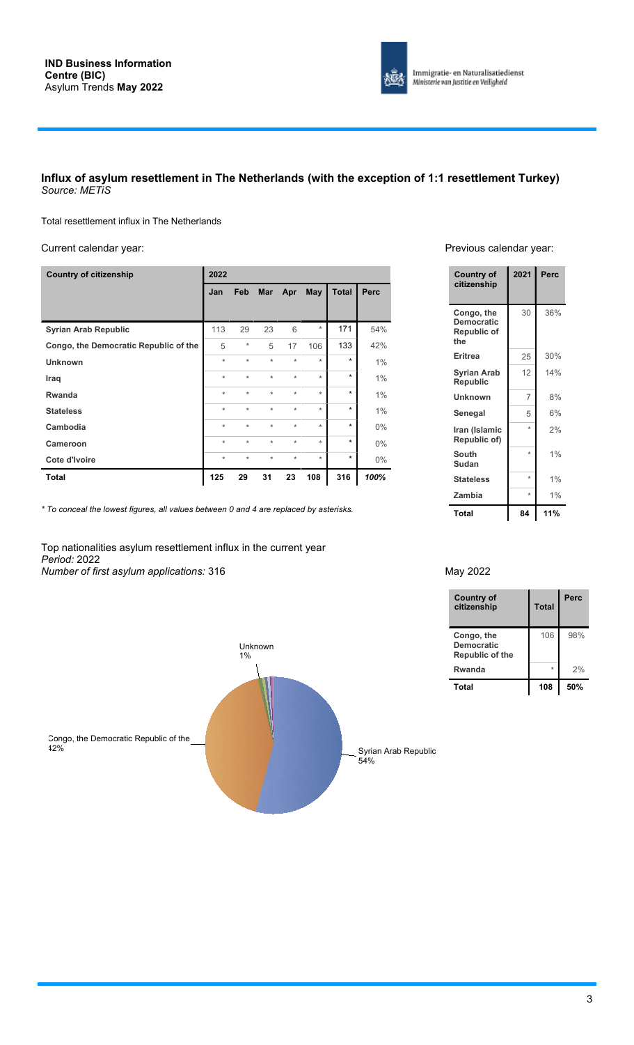## Influx of asylum resettlement in The Netherlands (with the exception of 1:1 resettlement Turkey)

*Source: METiS*

Total resettlement influx in The Netherlands

Current calendar year:

| Country of citizenship | 2022 | | | | | | |
|---|---|---|---|---|---|---|---|
| | Jan | Feb | Mar | Apr | May | Total | Perc |
| Syrian Arab Republic | 113 | 29 | 23 | 6 | * | 171 | 54% |
| Congo, the Democratic Republic of the | 5 | * | 5 | 17 | 106 | 133 | 42% |
| Unknown | * | * | * | * | * | * | 1% |
| Iraq | * | * | * | * | * | * | 1% |
| Rwanda | * | * | * | * | * | * | 1% |
| Stateless | * | * | * | * | * | * | 1% |
| Cambodia | * | * | * | * | * | * | 0% |
| Cameroon | * | * | * | * | * | * | 0% |
| Cote d'Ivoire | * | * | * | * | * | * | 0% |
| **Total** | **125** | **29** | **31** | **23** | **108** | **316** | ***100%*** |

*\* To conceal the lowest figures, all values between 0 and 4 are replaced by asterisks.*

Previous calendar year:

| Country of citizenship | 2021 | Perc |
|---|---|---|
| Congo, the Democratic Republic of the | 30 | 36% |
| Eritrea | 25 | 30% |
| Syrian Arab Republic | 12 | 14% |
| Unknown | 7 | 8% |
| Senegal | 5 | 6% |
| Iran (Islamic Republic of) | * | 2% |
| South Sudan | * | 1% |
| Stateless | * | 1% |
| Zambia | * | 1% |
| **Total** | **84** | **11%** |

Top nationalities asylum resettlement influx in the current year

*Period:* 2022

*Number of first asylum applications:* 316

Unknown 1%

Congo, the Democratic Republic of the 42%

Syrian Arab Republic 54%

May 2022

| Country of citizenship | Total | Perc |
|---|---|---|
| Congo, the Democratic Republic of the | 106 | 98% |
| Rwanda | * | 2% |
| **Total** | **108** | **50%** |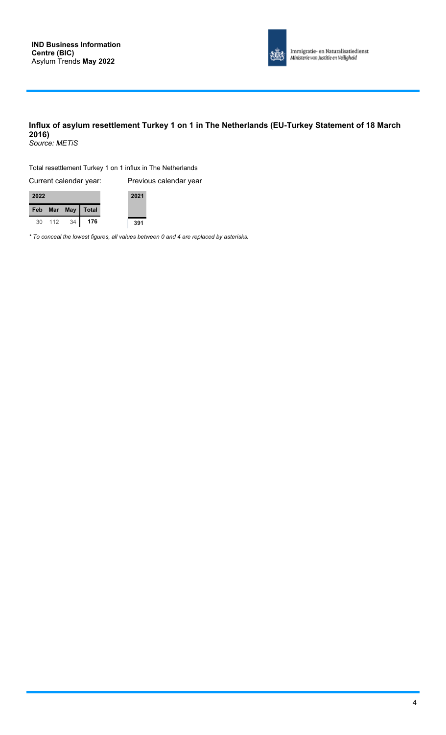**IND Business Information Centre (BIC)**
Asylum Trends **May 2022**

Immigratie- en Naturalisatiedienst
*Ministerie van Justitie en Veiligheid*

## Influx of asylum resettlement Turkey 1 on 1 in The Netherlands (EU-Turkey Statement of 18 March 2016)

*Source: METiS*

Total resettlement Turkey 1 on 1 influx in The Netherlands

Current calendar year:

| 2022 | | | |
|---|---|---|---|
| Feb | Mar | May | Total |
| 30 | 112 | 34 | **176** |

Previous calendar year

| 2021 |
|---|
| **391** |

*\* To conceal the lowest figures, all values between 0 and 4 are replaced by asterisks.*